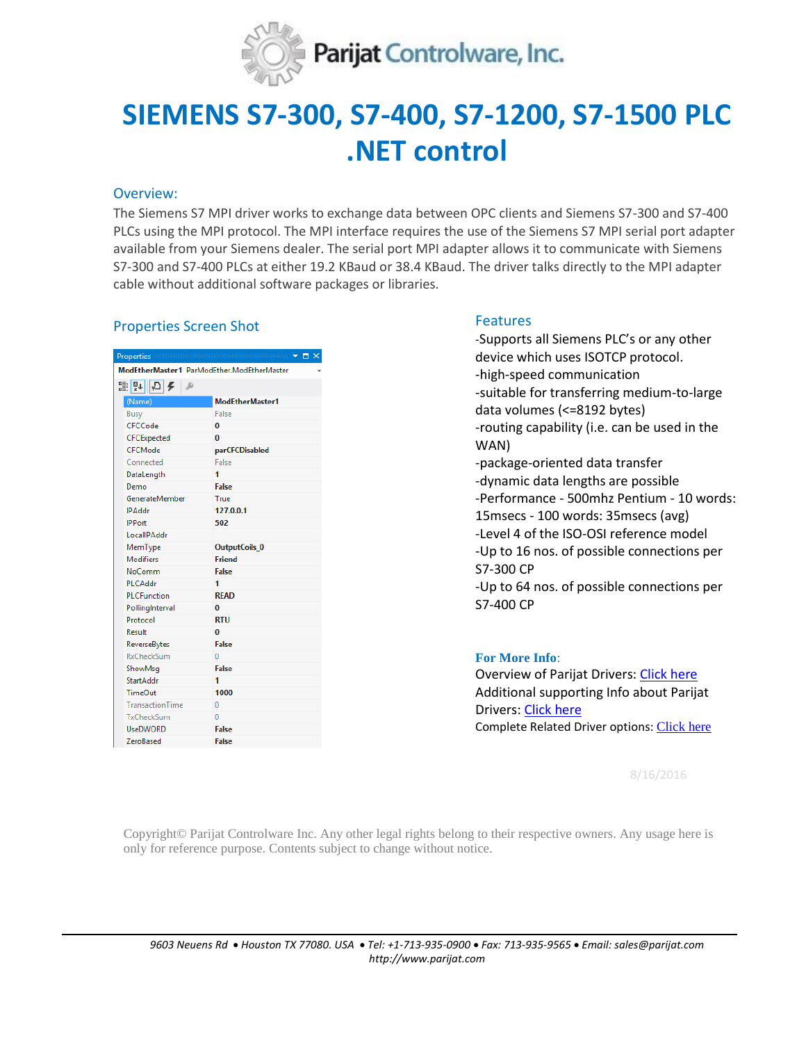# SIEMENS S7-300, S7-400, S7-1200, S7-1500 PLC .NET control

## Overview:

The Siemens S7 MPI driver works to exchange data between OPC clients and Siemens S7-300 and S7-400 PLCs using the MPI protocol. The MPI interface requires the use of the Siemens S7 MPI serial port adapter available from your Siemens dealer. The serial port MPI adapter allows it to communicate with Siemens S7-300 and S7-400 PLCs at either 19.2 KBaud or 38.4 KBaud. The driver talks directly to the MPI adapter cable without additional software packages or libraries.

## Properties Screen Shot

Properties

ModEtherMaster1 ParModEther.ModEtherMaster

| Property | Value |
|---|---|
| (Name) | ModEtherMaster1 |
| Busy | False |
| CFCCode | 0 |
| CFCExpected | 0 |
| CFCMode | parCFCDisabled |
| Connected | False |
| DataLength | 1 |
| Demo | False |
| GenerateMember | True |
| IPAddr | 127.0.0.1 |
| IPPort | 502 |
| LocalIPAddr | |
| MemType | OutputCoils_0 |
| Modifiers | Friend |
| NoComm | False |
| PLCAddr | 1 |
| PLCFunction | READ |
| PollingInterval | 0 |
| Protocol | RTU |
| Result | 0 |
| ReverseBytes | False |
| RxCheckSum | 0 |
| ShowMsg | False |
| StartAddr | 1 |
| TimeOut | 1000 |
| TransactionTime | 0 |
| TxCheckSum | 0 |
| UseDWORD | False |
| ZeroBased | False |

## Features

-Supports all Siemens PLC's or any other device which uses ISOTCP protocol.

-high-speed communication

-suitable for transferring medium-to-large data volumes (<=8192 bytes)

-routing capability (i.e. can be used in the WAN)

-package-oriented data transfer

-dynamic data lengths are possible

-Performance - 500mhz Pentium - 10 words: 15msecs - 100 words: 35msecs (avg)

-Level 4 of the ISO-OSI reference model

-Up to 16 nos. of possible connections per S7-300 CP

-Up to 64 nos. of possible connections per S7-400 CP

**For More Info**:

Overview of Parijat Drivers: Click here

Additional supporting Info about Parijat Drivers: Click here

Complete Related Driver options: Click here

8/16/2016

Copyright© Parijat Controlware Inc. Any other legal rights belong to their respective owners. Any usage here is only for reference purpose. Contents subject to change without notice.

*9603 Neuens Rd • Houston TX 77080. USA • Tel: +1-713-935-0900 • Fax: 713-935-9565 • Email: sales@parijat.com*
*http://www.parijat.com*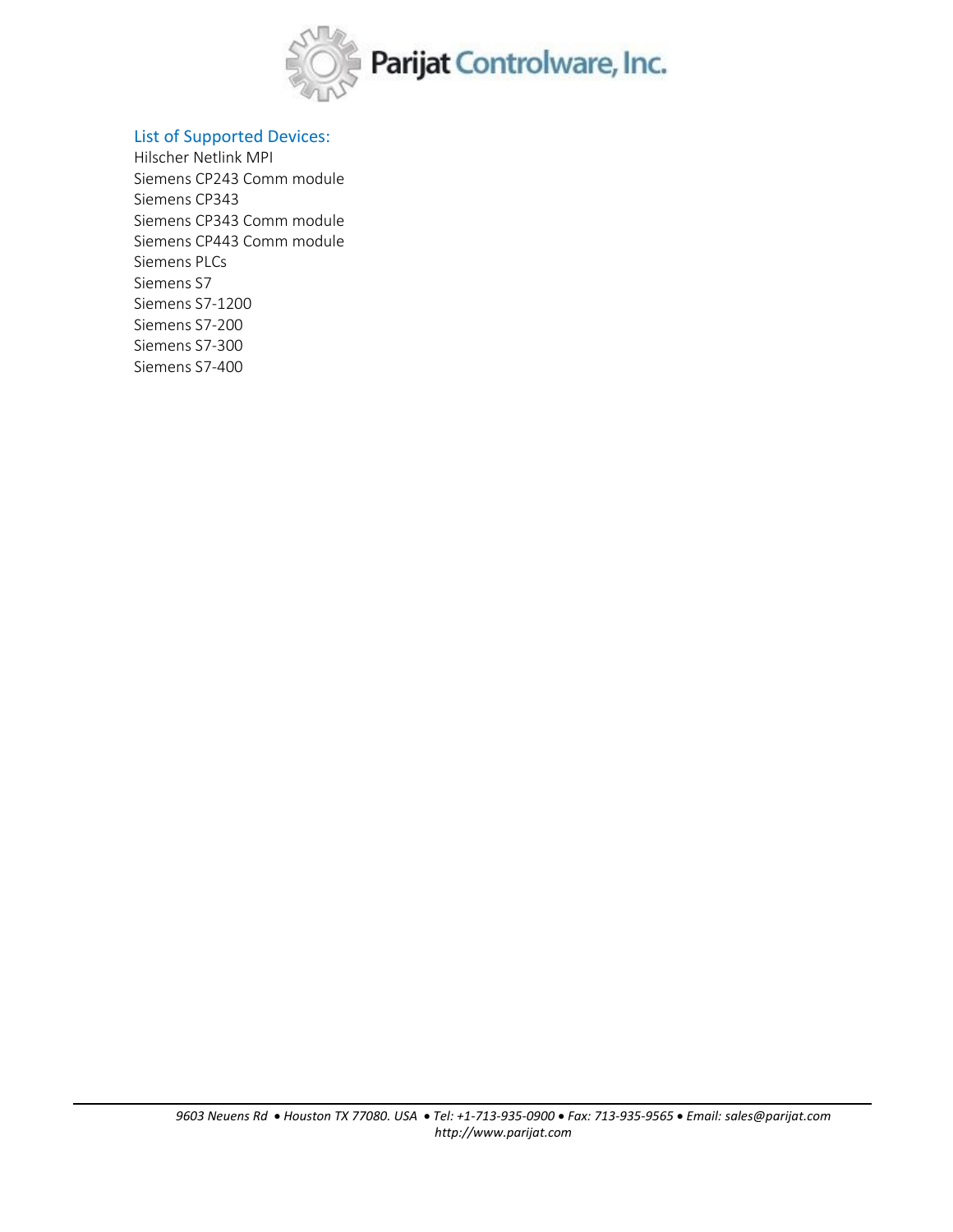## List of Supported Devices:

Hilscher Netlink MPI
Siemens CP243 Comm module
Siemens CP343
Siemens CP343 Comm module
Siemens CP443 Comm module
Siemens PLCs
Siemens S7
Siemens S7-1200
Siemens S7-200
Siemens S7-300
Siemens S7-400